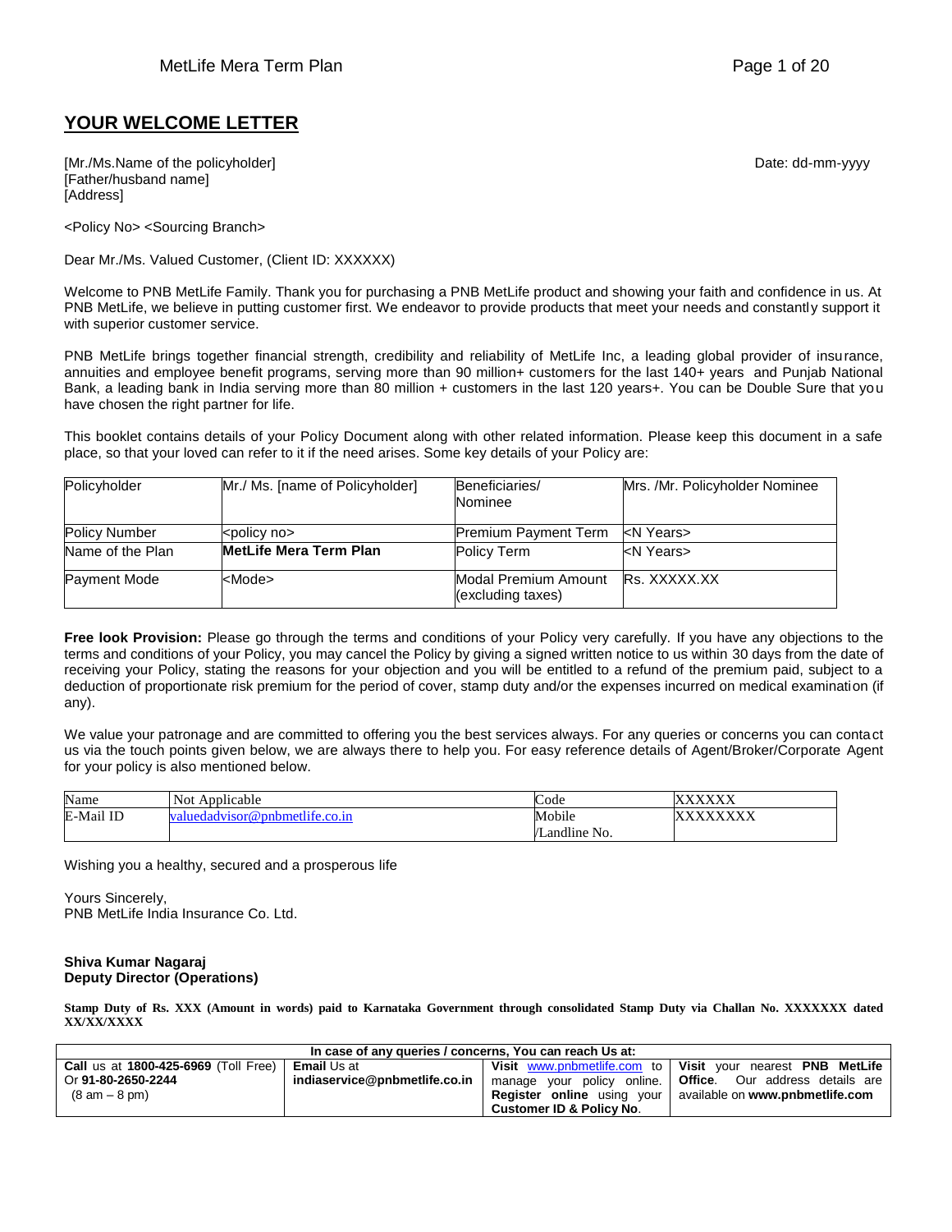## YOUR WELCOME LETTER

[Mr./Ms.Name of the policyholder]
[Father/husband name]
[Address]

Date: dd-mm-yyyy

<Policy No> <Sourcing Branch>

Dear Mr./Ms. Valued Customer, (Client ID: XXXXXX)

Welcome to PNB MetLife Family. Thank you for purchasing a PNB MetLife product and showing your faith and confidence in us. At PNB MetLife, we believe in putting customer first. We endeavor to provide products that meet your needs and constantly support it with superior customer service.

PNB MetLife brings together financial strength, credibility and reliability of MetLife Inc, a leading global provider of insurance, annuities and employee benefit programs, serving more than 90 million+ customers for the last 140+ years and Punjab National Bank, a leading bank in India serving more than 80 million + customers in the last 120 years+. You can be Double Sure that you have chosen the right partner for life.

This booklet contains details of your Policy Document along with other related information. Please keep this document in a safe place, so that your loved can refer to it if the need arises. Some key details of your Policy are:

| Policyholder | Mr./ Ms. [name of Policyholder] | Beneficiaries/ Nominee | Mrs. /Mr. Policyholder Nominee |
|---|---|---|---|
| Policy Number | <policy no> | Premium Payment Term | <N Years> |
| Name of the Plan | **MetLife Mera Term Plan** | Policy Term | <N Years> |
| Payment Mode | <Mode> | Modal Premium Amount (excluding taxes) | Rs. XXXXX.XX |

**Free look Provision:** Please go through the terms and conditions of your Policy very carefully. If you have any objections to the terms and conditions of your Policy, you may cancel the Policy by giving a signed written notice to us within 30 days from the date of receiving your Policy, stating the reasons for your objection and you will be entitled to a refund of the premium paid, subject to a deduction of proportionate risk premium for the period of cover, stamp duty and/or the expenses incurred on medical examination (if any).

We value your patronage and are committed to offering you the best services always. For any queries or concerns you can contact us via the touch points given below, we are always there to help you. For easy reference details of Agent/Broker/Corporate Agent for your policy is also mentioned below.

| Name | Not Applicable | Code | XXXXXX |
|---|---|---|---|
| E-Mail ID | valuedadvisor@pnbmetlife.co.in | Mobile /Landline No. | XXXXXXXX |

Wishing you a healthy, secured and a prosperous life

Yours Sincerely,
PNB MetLife India Insurance Co. Ltd.

**Shiva Kumar Nagaraj**
**Deputy Director (Operations)**

**Stamp Duty of Rs. XXX (Amount in words) paid to Karnataka Government through consolidated Stamp Duty via Challan No. XXXXXXX dated XX/XX/XXXX**

| In case of any queries / concerns, You can reach Us at: | | | |
|---|---|---|---|
| **Call** us at **1800-425-6969** (Toll Free) Or **91-80-2650-2244** (8 am – 8 pm) | **Email** Us at **indiaservice@pnbmetlife.co.in** | **Visit** www.pnbmetlife.com to manage your policy online. **Register online** using your **Customer ID & Policy No**. | **Visit** your nearest **PNB MetLife Office**. Our address details are available on **www.pnbmetlife.com** |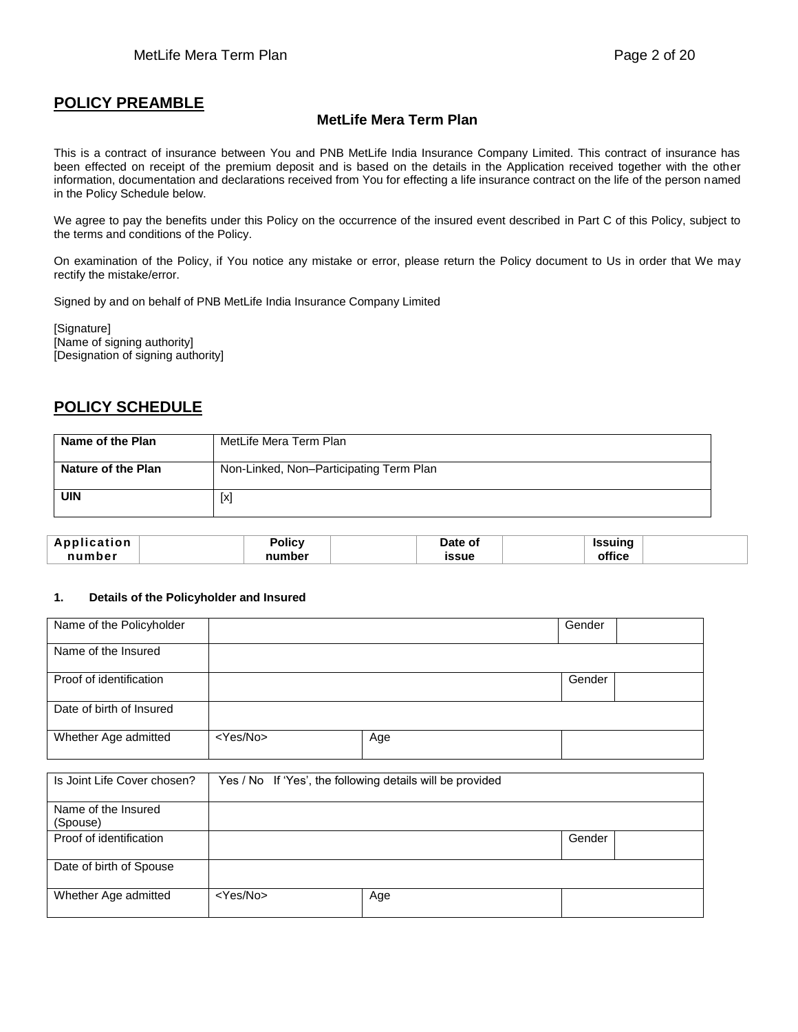## POLICY PREAMBLE

### MetLife Mera Term Plan

This is a contract of insurance between You and PNB MetLife India Insurance Company Limited. This contract of insurance has been effected on receipt of the premium deposit and is based on the details in the Application received together with the other information, documentation and declarations received from You for effecting a life insurance contract on the life of the person named in the Policy Schedule below.

We agree to pay the benefits under this Policy on the occurrence of the insured event described in Part C of this Policy, subject to the terms and conditions of the Policy.

On examination of the Policy, if You notice any mistake or error, please return the Policy document to Us in order that We may rectify the mistake/error.

Signed by and on behalf of PNB MetLife India Insurance Company Limited

[Signature]
[Name of signing authority]
[Designation of signing authority]

## POLICY SCHEDULE

| Name of the Plan | MetLife Mera Term Plan |
|---|---|
| Nature of the Plan | Non-Linked, Non–Participating Term Plan |
| UIN | [x] |

| Application number | | Policy number | | Date of issue | | Issuing office | |
|---|---|---|---|---|---|---|---|

**1. Details of the Policyholder and Insured**

| Name of the Policyholder | | | Gender | |
|---|---|---|---|---|
| Name of the Insured | | | | |
| Proof of identification | | | Gender | |
| Date of birth of Insured | | | | |
| Whether Age admitted | <Yes/No> | Age | | |

| Is Joint Life Cover chosen? | Yes / No If 'Yes', the following details will be provided | | | |
|---|---|---|---|---|
| Name of the Insured (Spouse) | | | | |
| Proof of identification | | | Gender | |
| Date of birth of Spouse | | | | |
| Whether Age admitted | <Yes/No> | Age | | |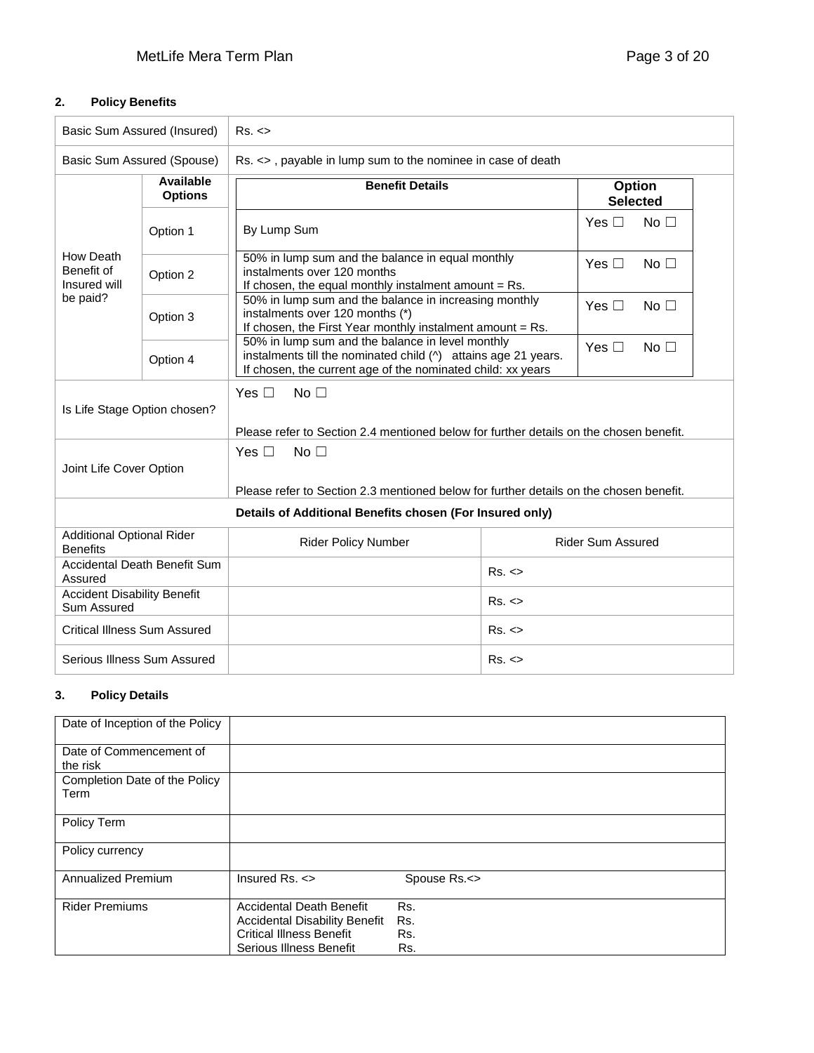## 2. Policy Benefits

| | | |
|---|---|---|
| Basic Sum Assured (Insured) | | Rs. <> |
| Basic Sum Assured (Spouse) | | Rs. <> , payable in lump sum to the nominee in case of death |

| How Death Benefit of Insured will be paid? | Available Options | Benefit Details | Option Selected |
|---|---|---|---|
| | Option 1 | By Lump Sum | Yes ☐ No ☐ |
| | Option 2 | 50% in lump sum and the balance in equal monthly instalments over 120 months<br>If chosen, the equal monthly instalment amount = Rs. | Yes ☐ No ☐ |
| | Option 3 | 50% in lump sum and the balance in increasing monthly instalments over 120 months (*)<br>If chosen, the First Year monthly instalment amount = Rs. | Yes ☐ No ☐ |
| | Option 4 | 50% in lump sum and the balance in level monthly instalments till the nominated child (^) attains age 21 years.<br>If chosen, the current age of the nominated child: xx years | Yes ☐ No ☐ |

| | |
|---|---|
| Is Life Stage Option chosen? | Yes ☐ No ☐<br>Please refer to Section 2.4 mentioned below for further details on the chosen benefit. |
| Joint Life Cover Option | Yes ☐ No ☐<br>Please refer to Section 2.3 mentioned below for further details on the chosen benefit. |

**Details of Additional Benefits chosen (For Insured only)**

| Additional Optional Rider Benefits | Rider Policy Number | Rider Sum Assured |
|---|---|---|
| Accidental Death Benefit Sum Assured | | Rs. <> |
| Accident Disability Benefit Sum Assured | | Rs. <> |
| Critical Illness Sum Assured | | Rs. <> |
| Serious Illness Sum Assured | | Rs. <> |

## 3. Policy Details

| | |
|---|---|
| Date of Inception of the Policy | |
| Date of Commencement of the risk | |
| Completion Date of the Policy Term | |
| Policy Term | |
| Policy currency | |
| Annualized Premium | Insured Rs. <> Spouse Rs.<> |
| Rider Premiums | Accidental Death Benefit Rs.<br>Accidental Disability Benefit Rs.<br>Critical Illness Benefit Rs.<br>Serious Illness Benefit Rs. |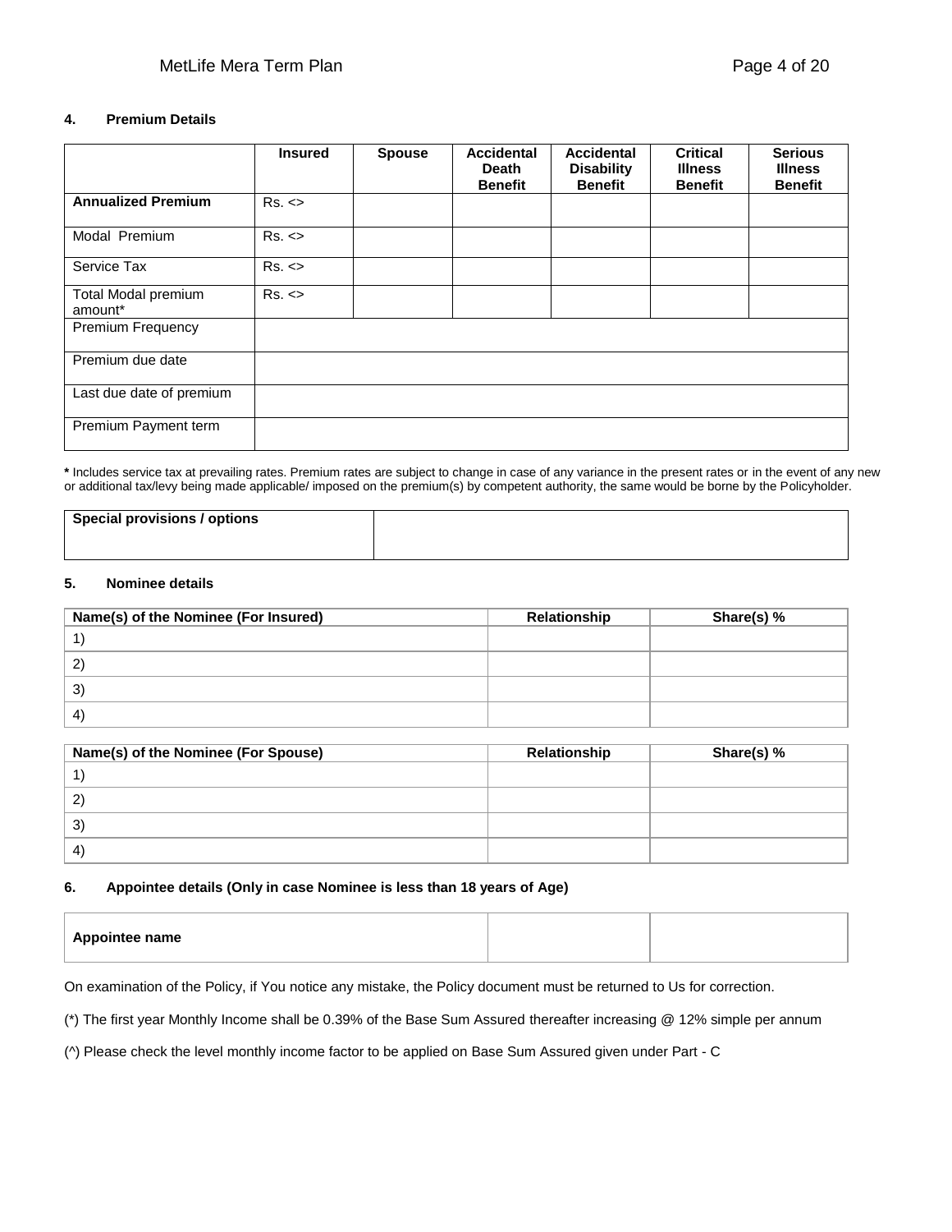#### 4. Premium Details

| | Insured | Spouse | Accidental Death Benefit | Accidental Disability Benefit | Critical Illness Benefit | Serious Illness Benefit |
|---|---|---|---|---|---|---|
| **Annualized Premium** | Rs. <> | | | | | |
| Modal Premium | Rs. <> | | | | | |
| Service Tax | Rs. <> | | | | | |
| Total Modal premium amount* | Rs. <> | | | | | |
| Premium Frequency | | | | | | |
| Premium due date | | | | | | |
| Last due date of premium | | | | | | |
| Premium Payment term | | | | | | |

**\*** Includes service tax at prevailing rates. Premium rates are subject to change in case of any variance in the present rates or in the event of any new or additional tax/levy being made applicable/ imposed on the premium(s) by competent authority, the same would be borne by the Policyholder.

| **Special provisions / options** | |
|---|---|

#### 5. Nominee details

| Name(s) of the Nominee (For Insured) | Relationship | Share(s) % |
|---|---|---|
| 1) | | |
| 2) | | |
| 3) | | |
| 4) | | |

| Name(s) of the Nominee (For Spouse) | Relationship | Share(s) % |
|---|---|---|
| 1) | | |
| 2) | | |
| 3) | | |
| 4) | | |

#### 6. Appointee details (Only in case Nominee is less than 18 years of Age)

| **Appointee name** | | |
|---|---|---|

On examination of the Policy, if You notice any mistake, the Policy document must be returned to Us for correction.

(*) The first year Monthly Income shall be 0.39% of the Base Sum Assured thereafter increasing @ 12% simple per annum

(^) Please check the level monthly income factor to be applied on Base Sum Assured given under Part - C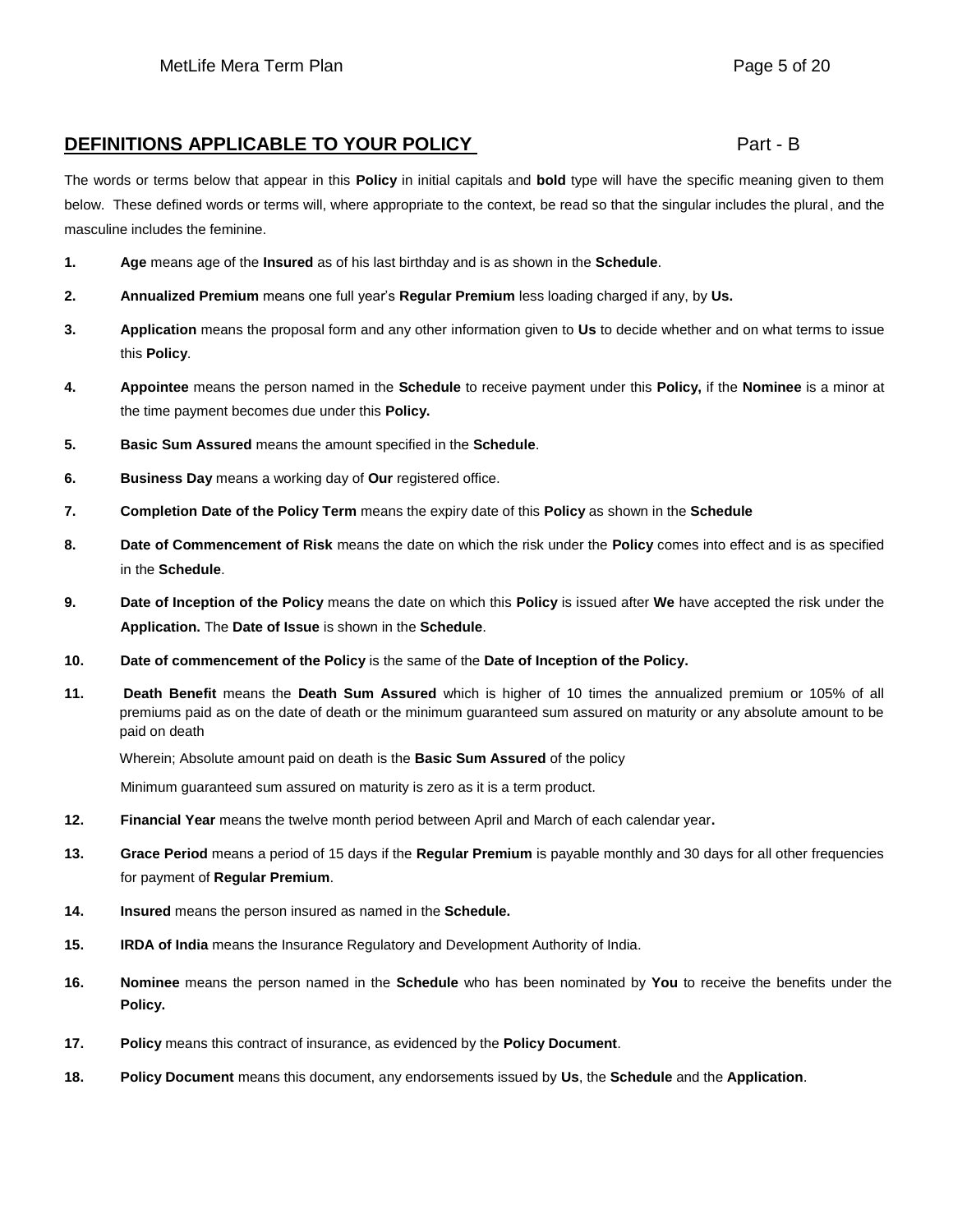## DEFINITIONS APPLICABLE TO YOUR POLICY Part - B

The words or terms below that appear in this **Policy** in initial capitals and **bold** type will have the specific meaning given to them below. These defined words or terms will, where appropriate to the context, be read so that the singular includes the plural, and the masculine includes the feminine.

1. **Age** means age of the **Insured** as of his last birthday and is as shown in the **Schedule**.
2. **Annualized Premium** means one full year's **Regular Premium** less loading charged if any, by **Us.**
3. **Application** means the proposal form and any other information given to **Us** to decide whether and on what terms to issue this **Policy**.
4. **Appointee** means the person named in the **Schedule** to receive payment under this **Policy,** if the **Nominee** is a minor at the time payment becomes due under this **Policy.**
5. **Basic Sum Assured** means the amount specified in the **Schedule**.
6. **Business Day** means a working day of **Our** registered office.
7. **Completion Date of the Policy Term** means the expiry date of this **Policy** as shown in the **Schedule**
8. **Date of Commencement of Risk** means the date on which the risk under the **Policy** comes into effect and is as specified in the **Schedule**.
9. **Date of Inception of the Policy** means the date on which this **Policy** is issued after **We** have accepted the risk under the **Application.** The **Date of Issue** is shown in the **Schedule**.
10. **Date of commencement of the Policy** is the same of the **Date of Inception of the Policy.**
11. **Death Benefit** means the **Death Sum Assured** which is higher of 10 times the annualized premium or 105% of all premiums paid as on the date of death or the minimum guaranteed sum assured on maturity or any absolute amount to be paid on death

    Wherein; Absolute amount paid on death is the **Basic Sum Assured** of the policy

    Minimum guaranteed sum assured on maturity is zero as it is a term product.
12. **Financial Year** means the twelve month period between April and March of each calendar year**.**
13. **Grace Period** means a period of 15 days if the **Regular Premium** is payable monthly and 30 days for all other frequencies for payment of **Regular Premium**.
14. **Insured** means the person insured as named in the **Schedule.**
15. **IRDA of India** means the Insurance Regulatory and Development Authority of India.
16. **Nominee** means the person named in the **Schedule** who has been nominated by **You** to receive the benefits under the **Policy.**
17. **Policy** means this contract of insurance, as evidenced by the **Policy Document**.
18. **Policy Document** means this document, any endorsements issued by **Us**, the **Schedule** and the **Application**.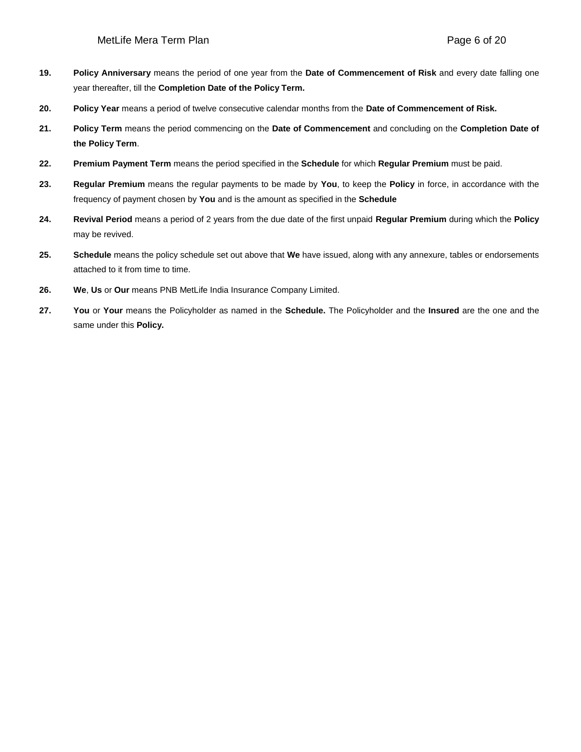19. **Policy Anniversary** means the period of one year from the **Date of Commencement of Risk** and every date falling one year thereafter, till the **Completion Date of the Policy Term.**

20. **Policy Year** means a period of twelve consecutive calendar months from the **Date of Commencement of Risk.**

21. **Policy Term** means the period commencing on the **Date of Commencement** and concluding on the **Completion Date of the Policy Term**.

22. **Premium Payment Term** means the period specified in the **Schedule** for which **Regular Premium** must be paid.

23. **Regular Premium** means the regular payments to be made by **You**, to keep the **Policy** in force, in accordance with the frequency of payment chosen by **You** and is the amount as specified in the **Schedule**

24. **Revival Period** means a period of 2 years from the due date of the first unpaid **Regular Premium** during which the **Policy** may be revived.

25. **Schedule** means the policy schedule set out above that **We** have issued, along with any annexure, tables or endorsements attached to it from time to time.

26. **We**, **Us** or **Our** means PNB MetLife India Insurance Company Limited.

27. **You** or **Your** means the Policyholder as named in the **Schedule.** The Policyholder and the **Insured** are the one and the same under this **Policy.**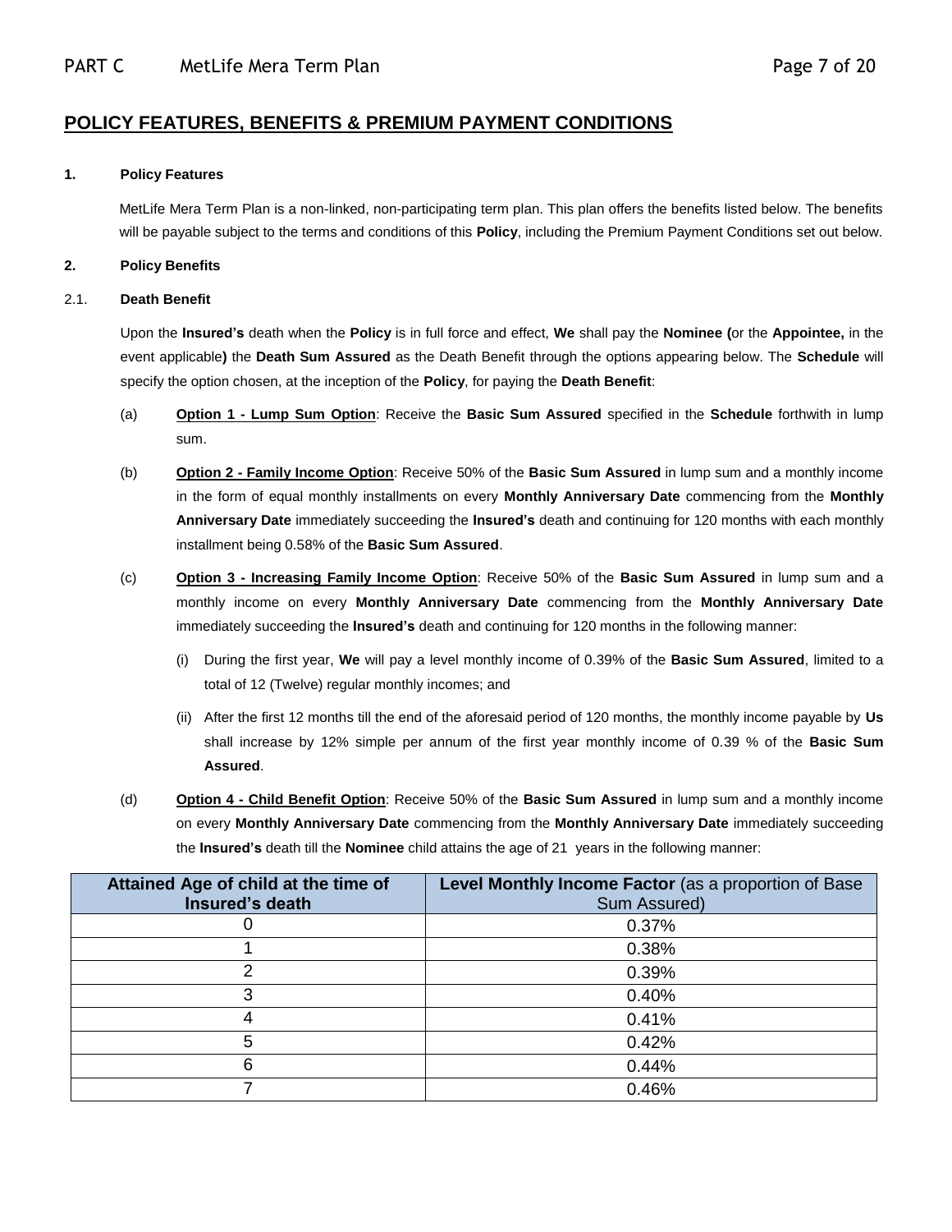## POLICY FEATURES, BENEFITS & PREMIUM PAYMENT CONDITIONS

**1. Policy Features**

MetLife Mera Term Plan is a non-linked, non-participating term plan. This plan offers the benefits listed below. The benefits will be payable subject to the terms and conditions of this **Policy**, including the Premium Payment Conditions set out below.

**2. Policy Benefits**

**2.1. Death Benefit**

Upon the **Insured's** death when the **Policy** is in full force and effect, **We** shall pay the **Nominee (**or the **Appointee,** in the event applicable**)** the **Death Sum Assured** as the Death Benefit through the options appearing below. The **Schedule** will specify the option chosen, at the inception of the **Policy**, for paying the **Death Benefit**:

(a) **Option 1 - Lump Sum Option**: Receive the **Basic Sum Assured** specified in the **Schedule** forthwith in lump sum.

(b) **Option 2 - Family Income Option**: Receive 50% of the **Basic Sum Assured** in lump sum and a monthly income in the form of equal monthly installments on every **Monthly Anniversary Date** commencing from the **Monthly Anniversary Date** immediately succeeding the **Insured's** death and continuing for 120 months with each monthly installment being 0.58% of the **Basic Sum Assured**.

(c) **Option 3 - Increasing Family Income Option**: Receive 50% of the **Basic Sum Assured** in lump sum and a monthly income on every **Monthly Anniversary Date** commencing from the **Monthly Anniversary Date** immediately succeeding the **Insured's** death and continuing for 120 months in the following manner:

(i) During the first year, **We** will pay a level monthly income of 0.39% of the **Basic Sum Assured**, limited to a total of 12 (Twelve) regular monthly incomes; and

(ii) After the first 12 months till the end of the aforesaid period of 120 months, the monthly income payable by **Us** shall increase by 12% simple per annum of the first year monthly income of 0.39 % of the **Basic Sum Assured**.

(d) **Option 4 - Child Benefit Option**: Receive 50% of the **Basic Sum Assured** in lump sum and a monthly income on every **Monthly Anniversary Date** commencing from the **Monthly Anniversary Date** immediately succeeding the **Insured's** death till the **Nominee** child attains the age of 21 years in the following manner:

| Attained Age of child at the time of Insured's death | Level Monthly Income Factor (as a proportion of Base Sum Assured) |
|---|---|
| 0 | 0.37% |
| 1 | 0.38% |
| 2 | 0.39% |
| 3 | 0.40% |
| 4 | 0.41% |
| 5 | 0.42% |
| 6 | 0.44% |
| 7 | 0.46% |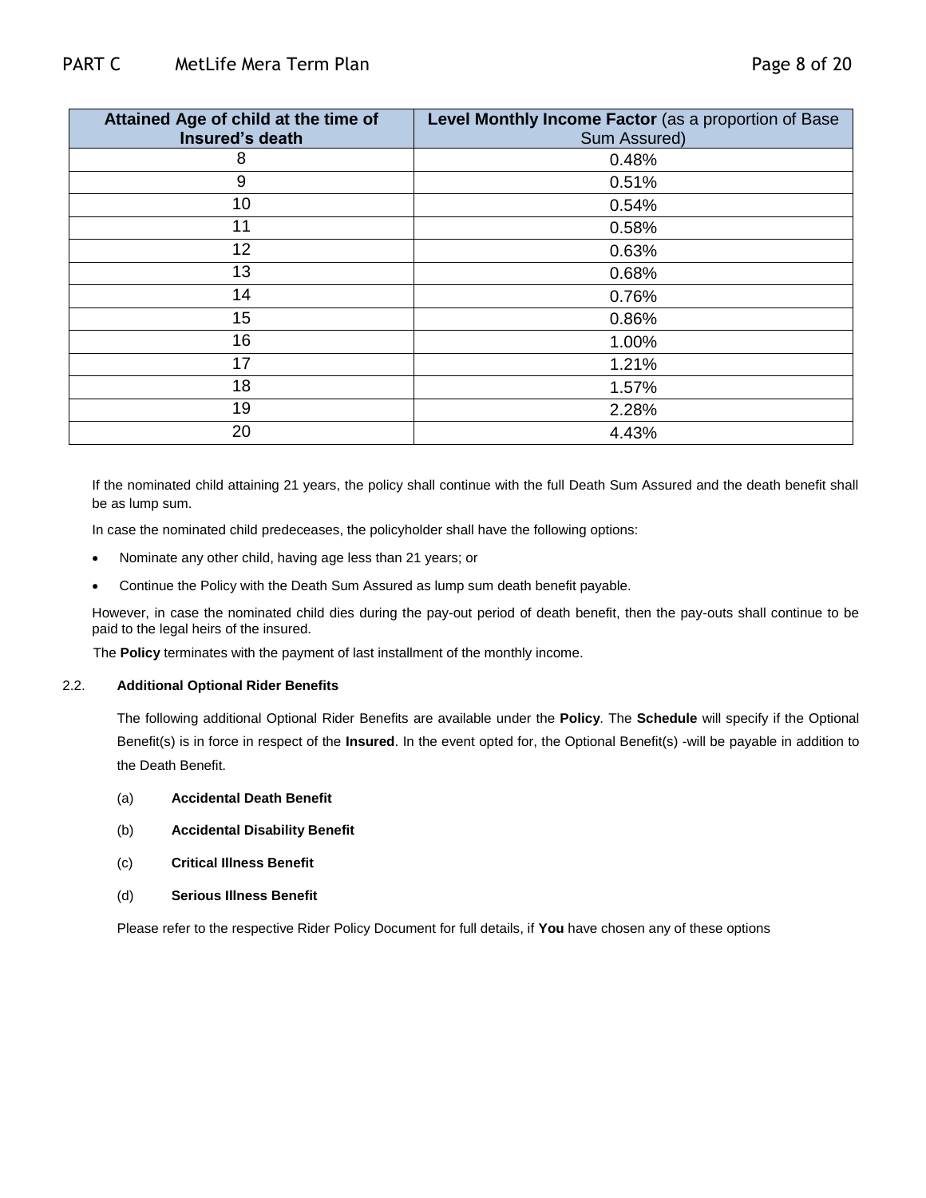| **Attained Age of child at the time of Insured's death** | **Level Monthly Income Factor** (as a proportion of Base Sum Assured) |
| --- | --- |
| 8 | 0.48% |
| 9 | 0.51% |
| 10 | 0.54% |
| 11 | 0.58% |
| 12 | 0.63% |
| 13 | 0.68% |
| 14 | 0.76% |
| 15 | 0.86% |
| 16 | 1.00% |
| 17 | 1.21% |
| 18 | 1.57% |
| 19 | 2.28% |
| 20 | 4.43% |

If the nominated child attaining 21 years, the policy shall continue with the full Death Sum Assured and the death benefit shall be as lump sum.

In case the nominated child predeceases, the policyholder shall have the following options:

- Nominate any other child, having age less than 21 years; or
- Continue the Policy with the Death Sum Assured as lump sum death benefit payable.

However, in case the nominated child dies during the pay-out period of death benefit, then the pay-outs shall continue to be paid to the legal heirs of the insured.

The **Policy** terminates with the payment of last installment of the monthly income.

2.2. **Additional Optional Rider Benefits**

The following additional Optional Rider Benefits are available under the **Policy**. The **Schedule** will specify if the Optional Benefit(s) is in force in respect of the **Insured**. In the event opted for, the Optional Benefit(s) -will be payable in addition to the Death Benefit.

(a) **Accidental Death Benefit**

(b) **Accidental Disability Benefit**

(c) **Critical Illness Benefit**

(d) **Serious Illness Benefit**

Please refer to the respective Rider Policy Document for full details, if **You** have chosen any of these options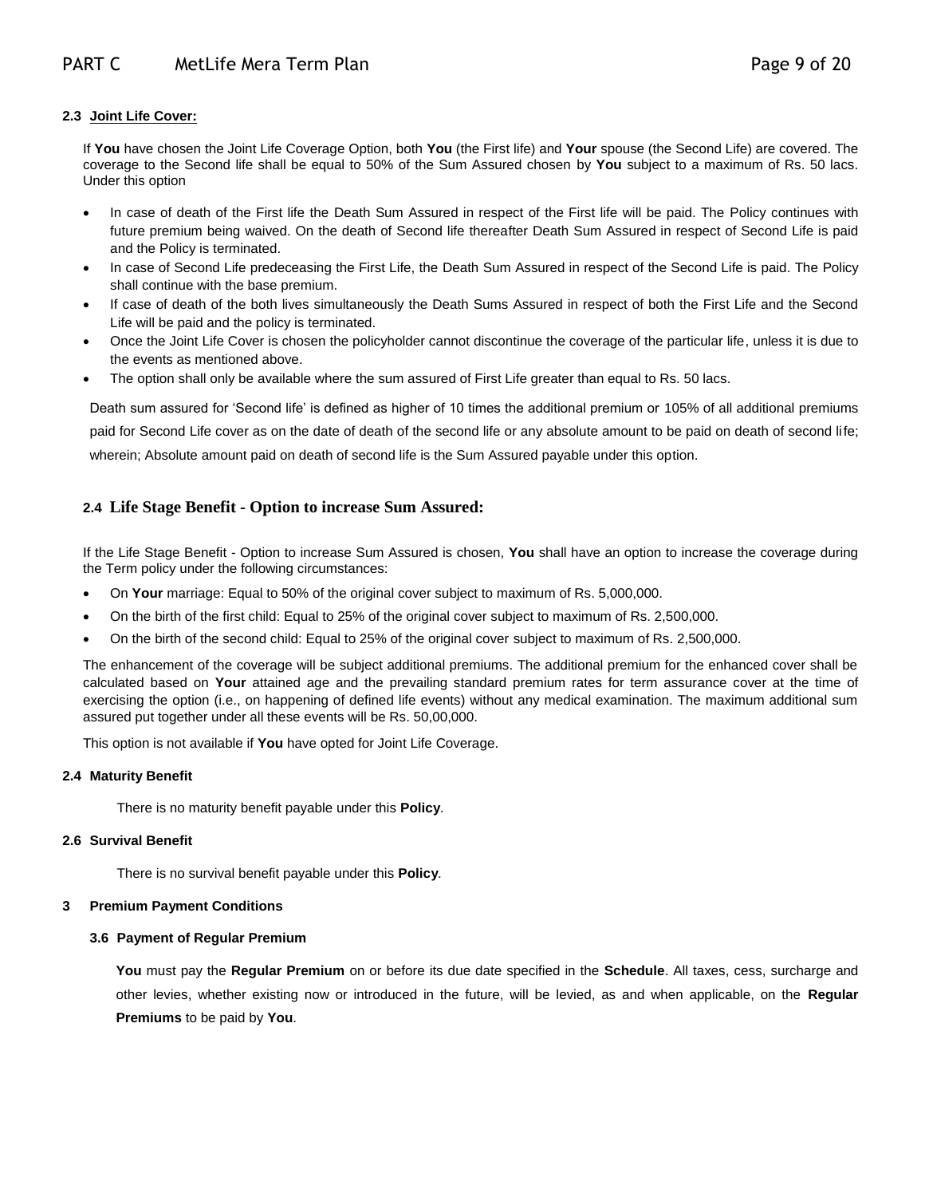### 2.3 Joint Life Cover:

If **You** have chosen the Joint Life Coverage Option, both **You** (the First life) and **Your** spouse (the Second Life) are covered. The coverage to the Second life shall be equal to 50% of the Sum Assured chosen by **You** subject to a maximum of Rs. 50 lacs. Under this option

- In case of death of the First life the Death Sum Assured in respect of the First life will be paid. The Policy continues with future premium being waived. On the death of Second life thereafter Death Sum Assured in respect of Second Life is paid and the Policy is terminated.
- In case of Second Life predeceasing the First Life, the Death Sum Assured in respect of the Second Life is paid. The Policy shall continue with the base premium.
- If case of death of the both lives simultaneously the Death Sums Assured in respect of both the First Life and the Second Life will be paid and the policy is terminated.
- Once the Joint Life Cover is chosen the policyholder cannot discontinue the coverage of the particular life, unless it is due to the events as mentioned above.
- The option shall only be available where the sum assured of First Life greater than equal to Rs. 50 lacs.

Death sum assured for 'Second life' is defined as higher of 10 times the additional premium or 105% of all additional premiums paid for Second Life cover as on the date of death of the second life or any absolute amount to be paid on death of second life; wherein; Absolute amount paid on death of second life is the Sum Assured payable under this option.

### 2.4 Life Stage Benefit - Option to increase Sum Assured:

If the Life Stage Benefit - Option to increase Sum Assured is chosen, **You** shall have an option to increase the coverage during the Term policy under the following circumstances:

- On **Your** marriage: Equal to 50% of the original cover subject to maximum of Rs. 5,000,000.
- On the birth of the first child: Equal to 25% of the original cover subject to maximum of Rs. 2,500,000.
- On the birth of the second child: Equal to 25% of the original cover subject to maximum of Rs. 2,500,000.

The enhancement of the coverage will be subject additional premiums. The additional premium for the enhanced cover shall be calculated based on **Your** attained age and the prevailing standard premium rates for term assurance cover at the time of exercising the option (i.e., on happening of defined life events) without any medical examination. The maximum additional sum assured put together under all these events will be Rs. 50,00,000.

This option is not available if **You** have opted for Joint Life Coverage.

### 2.4 Maturity Benefit

There is no maturity benefit payable under this **Policy**.

### 2.6 Survival Benefit

There is no survival benefit payable under this **Policy**.

## 3 Premium Payment Conditions

### 3.6 Payment of Regular Premium

**You** must pay the **Regular Premium** on or before its due date specified in the **Schedule**. All taxes, cess, surcharge and other levies, whether existing now or introduced in the future, will be levied, as and when applicable, on the **Regular Premiums** to be paid by **You**.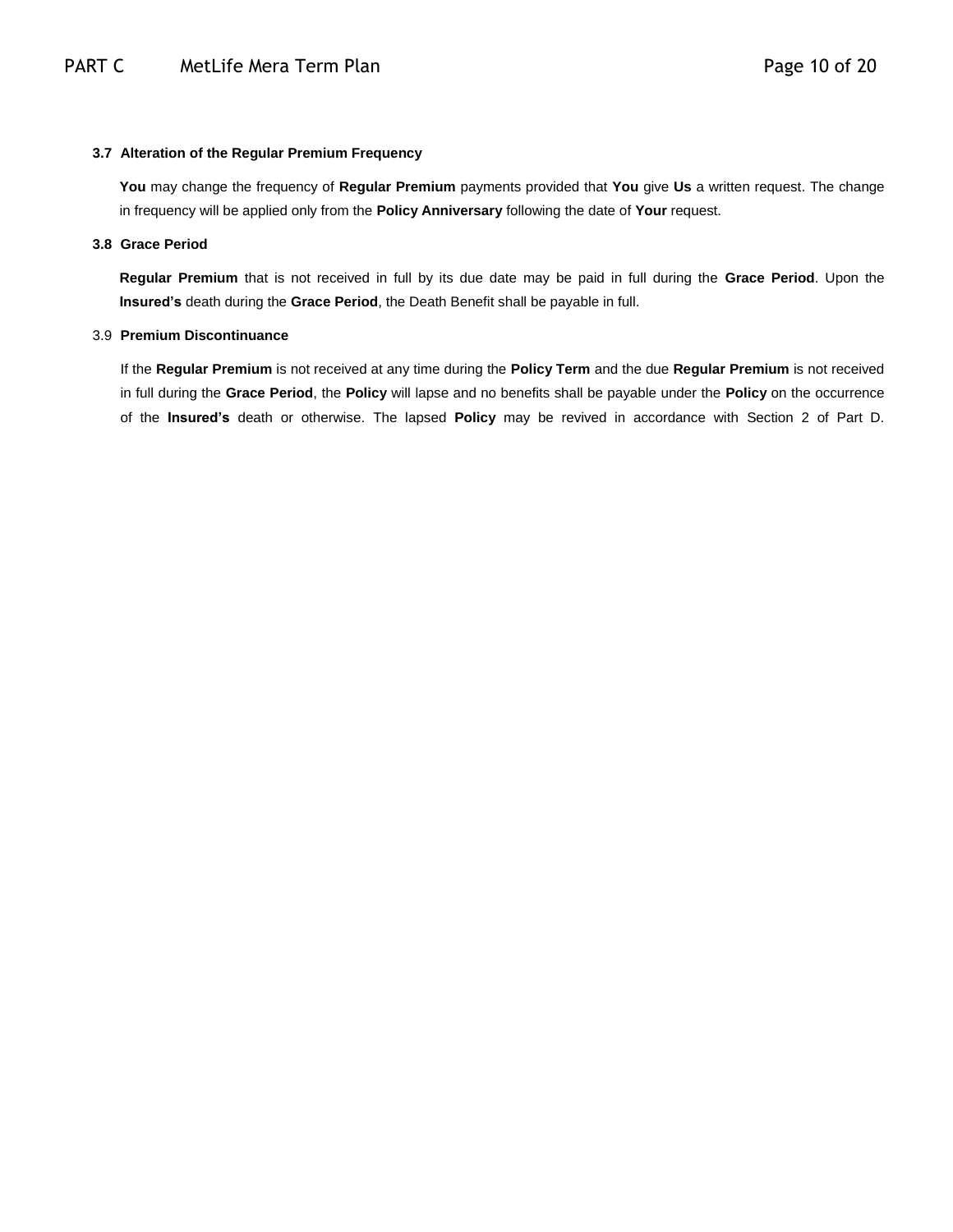### 3.7 Alteration of the Regular Premium Frequency

**You** may change the frequency of **Regular Premium** payments provided that **You** give **Us** a written request. The change in frequency will be applied only from the **Policy Anniversary** following the date of **Your** request.

### 3.8 Grace Period

**Regular Premium** that is not received in full by its due date may be paid in full during the **Grace Period**. Upon the **Insured's** death during the **Grace Period**, the Death Benefit shall be payable in full.

### 3.9 Premium Discontinuance

If the **Regular Premium** is not received at any time during the **Policy Term** and the due **Regular Premium** is not received in full during the **Grace Period**, the **Policy** will lapse and no benefits shall be payable under the **Policy** on the occurrence of the **Insured's** death or otherwise. The lapsed **Policy** may be revived in accordance with Section 2 of Part D.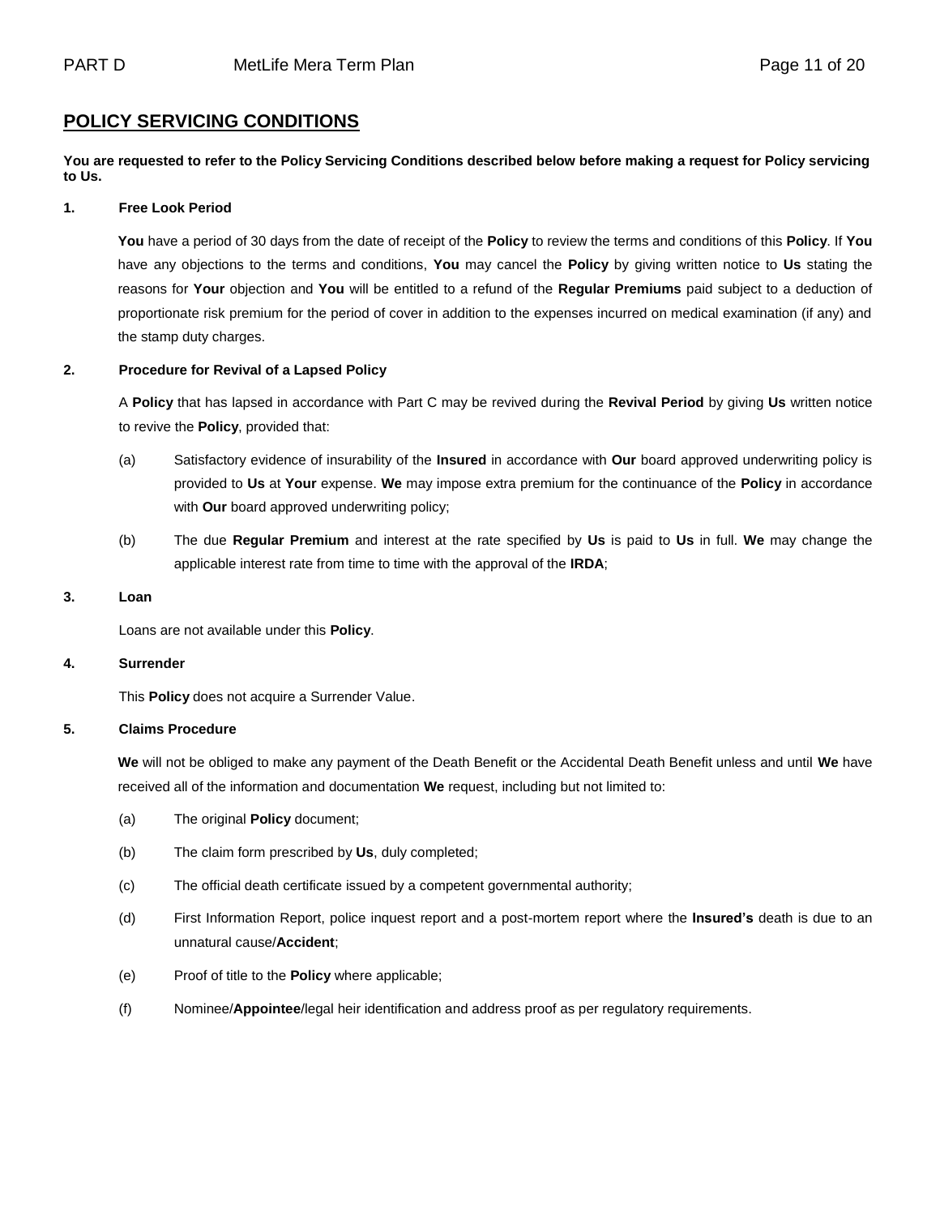## POLICY SERVICING CONDITIONS

**You are requested to refer to the Policy Servicing Conditions described below before making a request for Policy servicing to Us.**

**1. Free Look Period**

**You** have a period of 30 days from the date of receipt of the **Policy** to review the terms and conditions of this **Policy**. If **You** have any objections to the terms and conditions, **You** may cancel the **Policy** by giving written notice to **Us** stating the reasons for **Your** objection and **You** will be entitled to a refund of the **Regular Premiums** paid subject to a deduction of proportionate risk premium for the period of cover in addition to the expenses incurred on medical examination (if any) and the stamp duty charges.

**2. Procedure for Revival of a Lapsed Policy**

A **Policy** that has lapsed in accordance with Part C may be revived during the **Revival Period** by giving **Us** written notice to revive the **Policy**, provided that:

(a) Satisfactory evidence of insurability of the **Insured** in accordance with **Our** board approved underwriting policy is provided to **Us** at **Your** expense. **We** may impose extra premium for the continuance of the **Policy** in accordance with **Our** board approved underwriting policy;

(b) The due **Regular Premium** and interest at the rate specified by **Us** is paid to **Us** in full. **We** may change the applicable interest rate from time to time with the approval of the **IRDA**;

**3. Loan**

Loans are not available under this **Policy**.

**4. Surrender**

This **Policy** does not acquire a Surrender Value.

**5. Claims Procedure**

**We** will not be obliged to make any payment of the Death Benefit or the Accidental Death Benefit unless and until **We** have received all of the information and documentation **We** request, including but not limited to:

(a) The original **Policy** document;

(b) The claim form prescribed by **Us**, duly completed;

(c) The official death certificate issued by a competent governmental authority;

(d) First Information Report, police inquest report and a post-mortem report where the **Insured's** death is due to an unnatural cause/**Accident**;

(e) Proof of title to the **Policy** where applicable;

(f) Nominee/**Appointee**/legal heir identification and address proof as per regulatory requirements.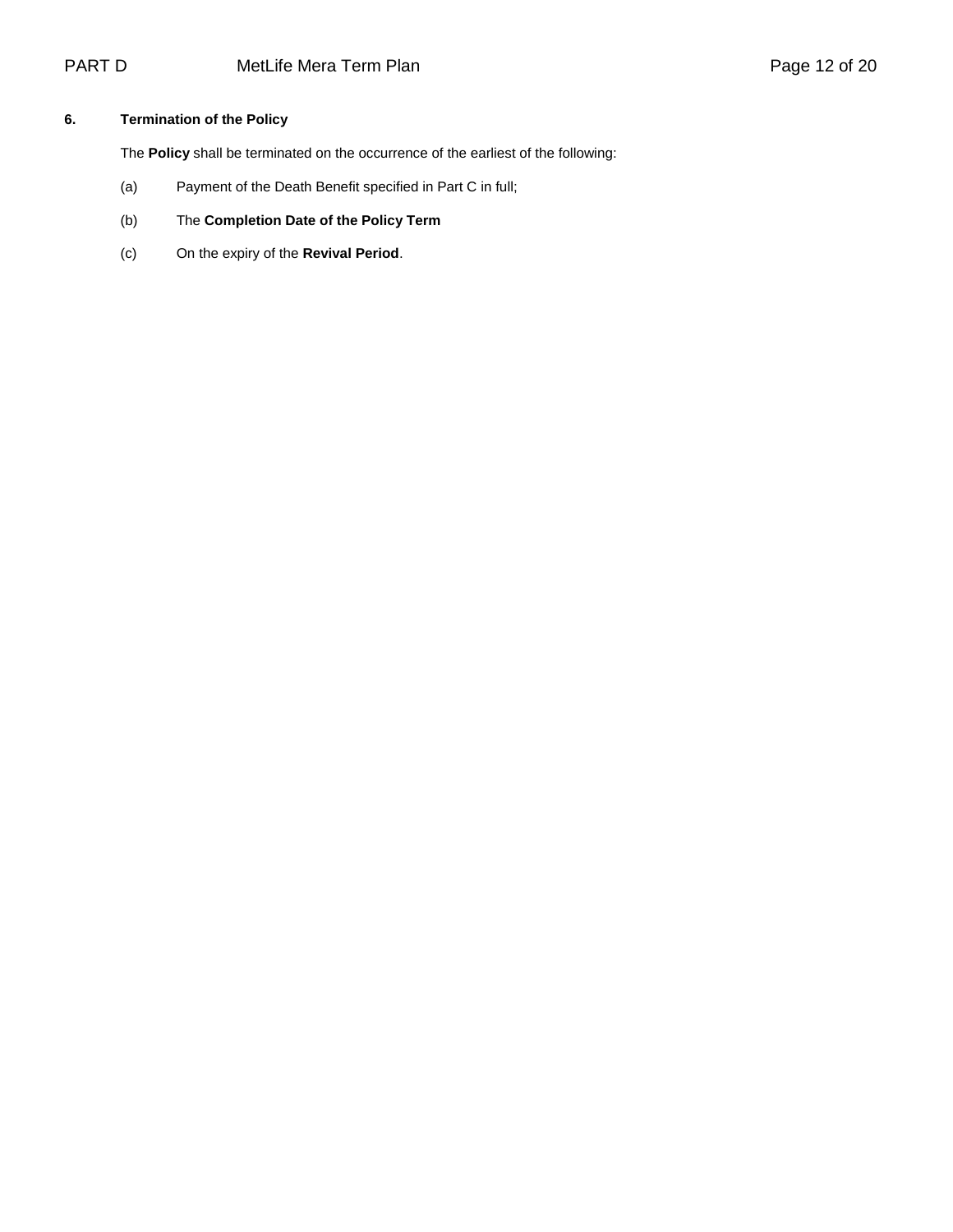**6. Termination of the Policy**

The **Policy** shall be terminated on the occurrence of the earliest of the following:

(a) Payment of the Death Benefit specified in Part C in full;

(b) The **Completion Date of the Policy Term**

(c) On the expiry of the **Revival Period**.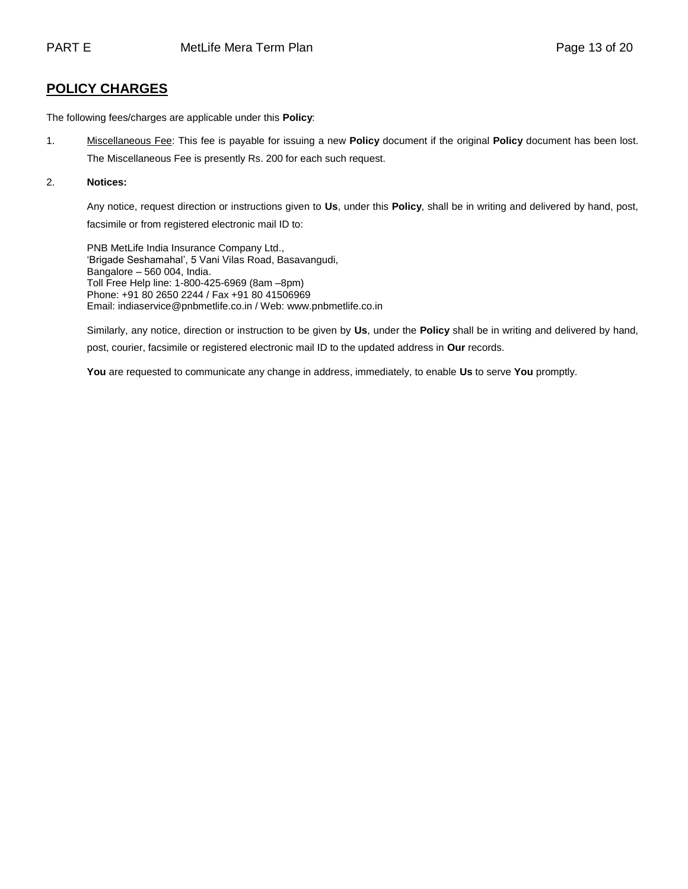## POLICY CHARGES

The following fees/charges are applicable under this **Policy**:

1. Miscellaneous Fee: This fee is payable for issuing a new **Policy** document if the original **Policy** document has been lost. The Miscellaneous Fee is presently Rs. 200 for each such request.

2. **Notices:**

   Any notice, request direction or instructions given to **Us**, under this **Policy**, shall be in writing and delivered by hand, post, facsimile or from registered electronic mail ID to:

   PNB MetLife India Insurance Company Ltd.,
   'Brigade Seshamahal', 5 Vani Vilas Road, Basavangudi,
   Bangalore – 560 004, India.
   Toll Free Help line: 1-800-425-6969 (8am –8pm)
   Phone: +91 80 2650 2244 / Fax +91 80 41506969
   Email: indiaservice@pnbmetlife.co.in / Web: www.pnbmetlife.co.in

   Similarly, any notice, direction or instruction to be given by **Us**, under the **Policy** shall be in writing and delivered by hand, post, courier, facsimile or registered electronic mail ID to the updated address in **Our** records.

   **You** are requested to communicate any change in address, immediately, to enable **Us** to serve **You** promptly.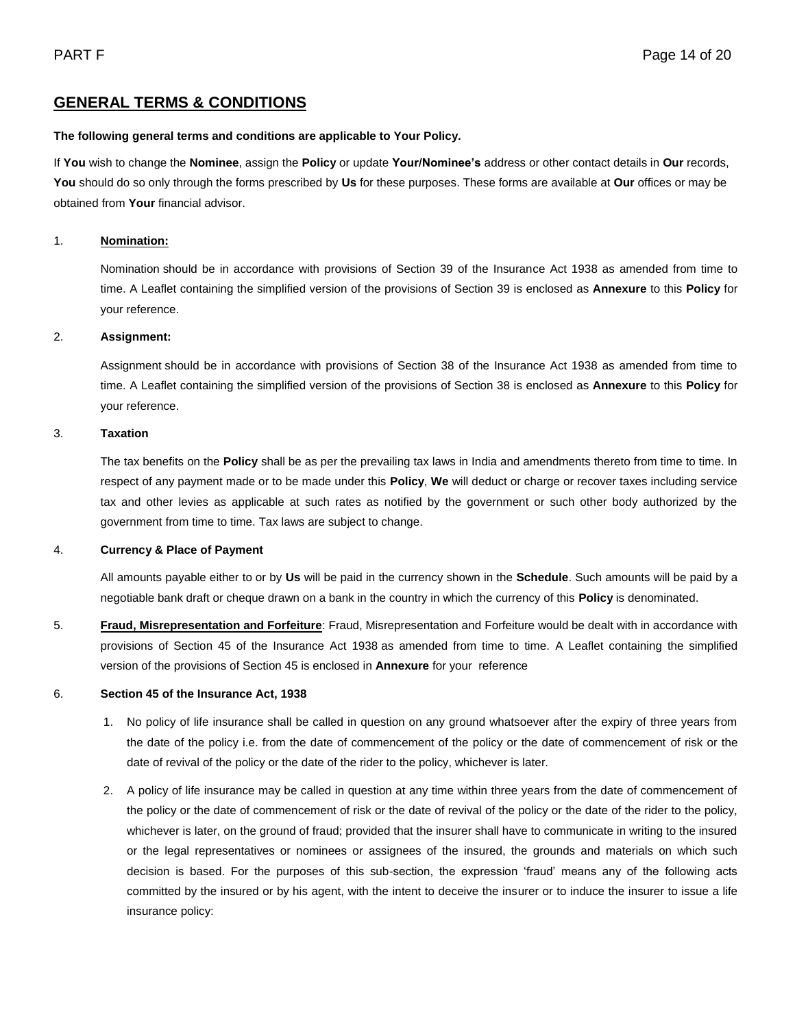## GENERAL TERMS & CONDITIONS

**The following general terms and conditions are applicable to Your Policy.**

If **You** wish to change the **Nominee**, assign the **Policy** or update **Your/Nominee's** address or other contact details in **Our** records, **You** should do so only through the forms prescribed by **Us** for these purposes. These forms are available at **Our** offices or may be obtained from **Your** financial advisor.

1. **Nomination:**

   Nomination should be in accordance with provisions of Section 39 of the Insurance Act 1938 as amended from time to time. A Leaflet containing the simplified version of the provisions of Section 39 is enclosed as **Annexure** to this **Policy** for your reference.

2. **Assignment:**

   Assignment should be in accordance with provisions of Section 38 of the Insurance Act 1938 as amended from time to time. A Leaflet containing the simplified version of the provisions of Section 38 is enclosed as **Annexure** to this **Policy** for your reference.

3. **Taxation**

   The tax benefits on the **Policy** shall be as per the prevailing tax laws in India and amendments thereto from time to time. In respect of any payment made or to be made under this **Policy**, **We** will deduct or charge or recover taxes including service tax and other levies as applicable at such rates as notified by the government or such other body authorized by the government from time to time. Tax laws are subject to change.

4. **Currency & Place of Payment**

   All amounts payable either to or by **Us** will be paid in the currency shown in the **Schedule**. Such amounts will be paid by a negotiable bank draft or cheque drawn on a bank in the country in which the currency of this **Policy** is denominated.

5. **Fraud, Misrepresentation and Forfeiture**: Fraud, Misrepresentation and Forfeiture would be dealt with in accordance with provisions of Section 45 of the Insurance Act 1938 as amended from time to time. A Leaflet containing the simplified version of the provisions of Section 45 is enclosed in **Annexure** for your reference

6. **Section 45 of the Insurance Act, 1938**

   1. No policy of life insurance shall be called in question on any ground whatsoever after the expiry of three years from the date of the policy i.e. from the date of commencement of the policy or the date of commencement of risk or the date of revival of the policy or the date of the rider to the policy, whichever is later.

   2. A policy of life insurance may be called in question at any time within three years from the date of commencement of the policy or the date of commencement of risk or the date of revival of the policy or the date of the rider to the policy, whichever is later, on the ground of fraud; provided that the insurer shall have to communicate in writing to the insured or the legal representatives or nominees or assignees of the insured, the grounds and materials on which such decision is based. For the purposes of this sub-section, the expression 'fraud' means any of the following acts committed by the insured or by his agent, with the intent to deceive the insurer or to induce the insurer to issue a life insurance policy: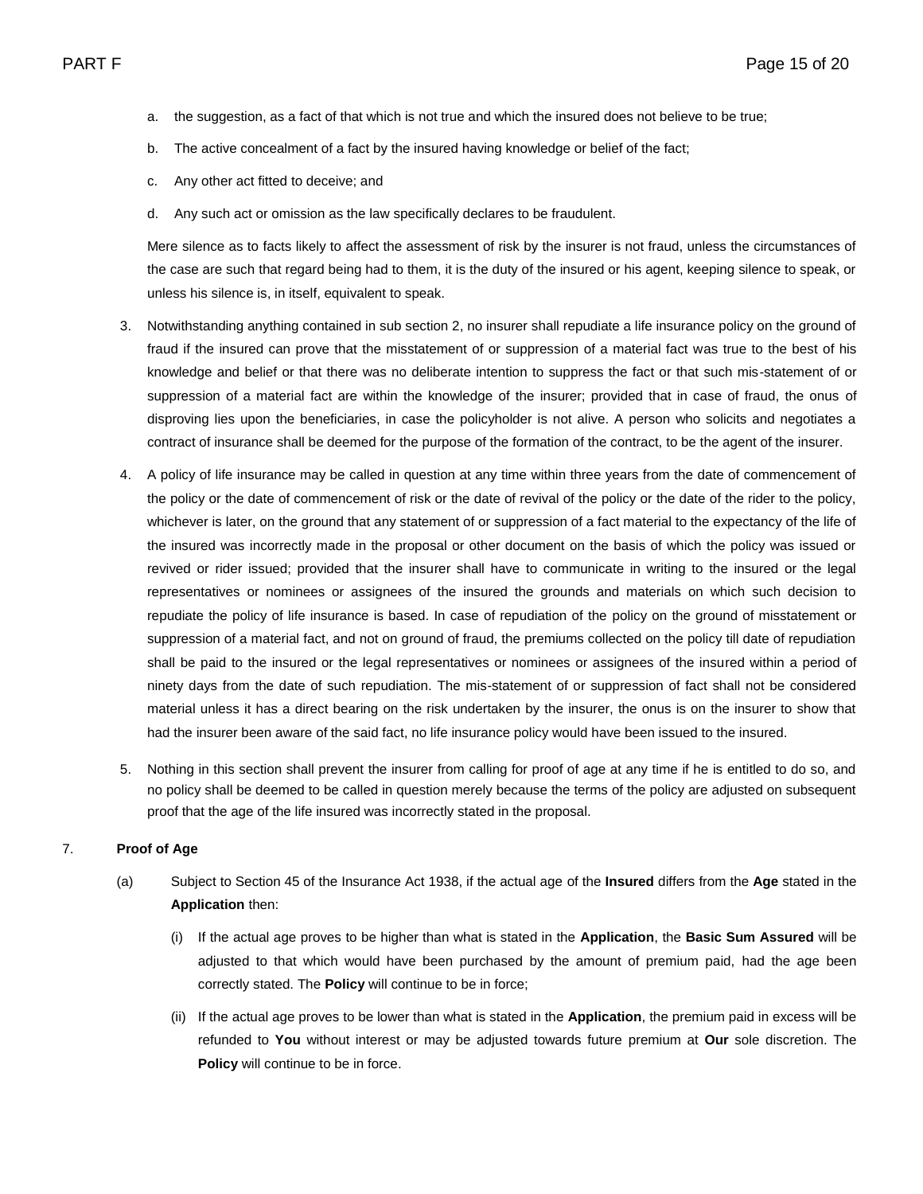a. the suggestion, as a fact of that which is not true and which the insured does not believe to be true;

b. The active concealment of a fact by the insured having knowledge or belief of the fact;

c. Any other act fitted to deceive; and

d. Any such act or omission as the law specifically declares to be fraudulent.

Mere silence as to facts likely to affect the assessment of risk by the insurer is not fraud, unless the circumstances of the case are such that regard being had to them, it is the duty of the insured or his agent, keeping silence to speak, or unless his silence is, in itself, equivalent to speak.

3. Notwithstanding anything contained in sub section 2, no insurer shall repudiate a life insurance policy on the ground of fraud if the insured can prove that the misstatement of or suppression of a material fact was true to the best of his knowledge and belief or that there was no deliberate intention to suppress the fact or that such mis-statement of or suppression of a material fact are within the knowledge of the insurer; provided that in case of fraud, the onus of disproving lies upon the beneficiaries, in case the policyholder is not alive. A person who solicits and negotiates a contract of insurance shall be deemed for the purpose of the formation of the contract, to be the agent of the insurer.

4. A policy of life insurance may be called in question at any time within three years from the date of commencement of the policy or the date of commencement of risk or the date of revival of the policy or the date of the rider to the policy, whichever is later, on the ground that any statement of or suppression of a fact material to the expectancy of the life of the insured was incorrectly made in the proposal or other document on the basis of which the policy was issued or revived or rider issued; provided that the insurer shall have to communicate in writing to the insured or the legal representatives or nominees or assignees of the insured the grounds and materials on which such decision to repudiate the policy of life insurance is based. In case of repudiation of the policy on the ground of misstatement or suppression of a material fact, and not on ground of fraud, the premiums collected on the policy till date of repudiation shall be paid to the insured or the legal representatives or nominees or assignees of the insured within a period of ninety days from the date of such repudiation. The mis-statement of or suppression of fact shall not be considered material unless it has a direct bearing on the risk undertaken by the insurer, the onus is on the insurer to show that had the insurer been aware of the said fact, no life insurance policy would have been issued to the insured.

5. Nothing in this section shall prevent the insurer from calling for proof of age at any time if he is entitled to do so, and no policy shall be deemed to be called in question merely because the terms of the policy are adjusted on subsequent proof that the age of the life insured was incorrectly stated in the proposal.

7. **Proof of Age**

(a) Subject to Section 45 of the Insurance Act 1938, if the actual age of the **Insured** differs from the **Age** stated in the **Application** then:

(i) If the actual age proves to be higher than what is stated in the **Application**, the **Basic Sum Assured** will be adjusted to that which would have been purchased by the amount of premium paid, had the age been correctly stated. The **Policy** will continue to be in force;

(ii) If the actual age proves to be lower than what is stated in the **Application**, the premium paid in excess will be refunded to **You** without interest or may be adjusted towards future premium at **Our** sole discretion. The **Policy** will continue to be in force.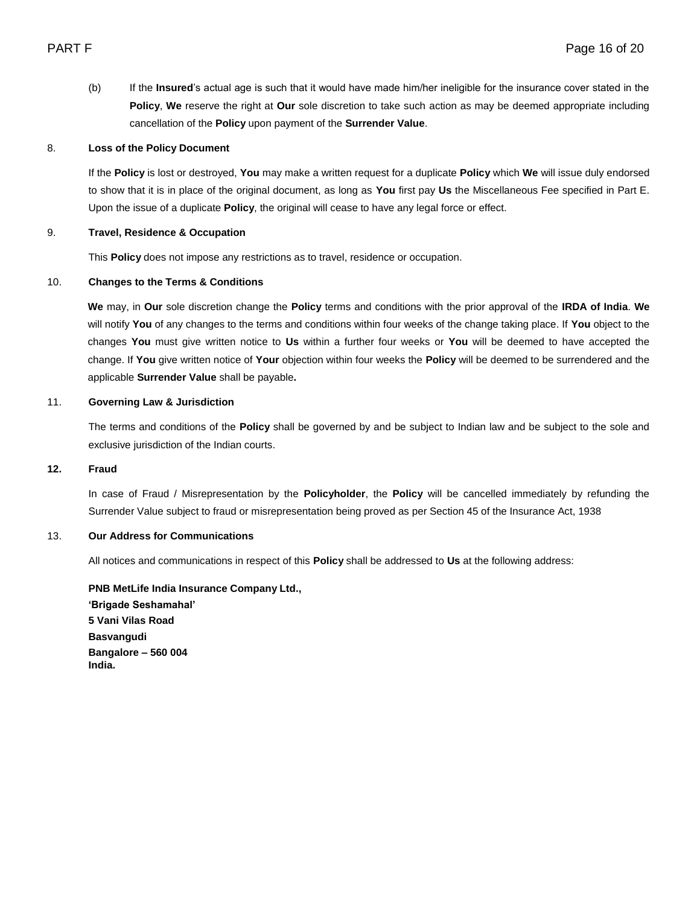(b) If the **Insured**'s actual age is such that it would have made him/her ineligible for the insurance cover stated in the **Policy**, **We** reserve the right at **Our** sole discretion to take such action as may be deemed appropriate including cancellation of the **Policy** upon payment of the **Surrender Value**.

8. **Loss of the Policy Document**

If the **Policy** is lost or destroyed, **You** may make a written request for a duplicate **Policy** which **We** will issue duly endorsed to show that it is in place of the original document, as long as **You** first pay **Us** the Miscellaneous Fee specified in Part E. Upon the issue of a duplicate **Policy**, the original will cease to have any legal force or effect.

9. **Travel, Residence & Occupation**

This **Policy** does not impose any restrictions as to travel, residence or occupation.

10. **Changes to the Terms & Conditions**

**We** may, in **Our** sole discretion change the **Policy** terms and conditions with the prior approval of the **IRDA of India**. **We** will notify **You** of any changes to the terms and conditions within four weeks of the change taking place. If **You** object to the changes **You** must give written notice to **Us** within a further four weeks or **You** will be deemed to have accepted the change. If **You** give written notice of **Your** objection within four weeks the **Policy** will be deemed to be surrendered and the applicable **Surrender Value** shall be payable**.**

11. **Governing Law & Jurisdiction**

The terms and conditions of the **Policy** shall be governed by and be subject to Indian law and be subject to the sole and exclusive jurisdiction of the Indian courts.

**12. Fraud**

In case of Fraud / Misrepresentation by the **Policyholder**, the **Policy** will be cancelled immediately by refunding the Surrender Value subject to fraud or misrepresentation being proved as per Section 45 of the Insurance Act, 1938

13. **Our Address for Communications**

All notices and communications in respect of this **Policy** shall be addressed to **Us** at the following address:

**PNB MetLife India Insurance Company Ltd.,**
**'Brigade Seshamahal'**
**5 Vani Vilas Road**
**Basvangudi**
**Bangalore – 560 004**
**India.**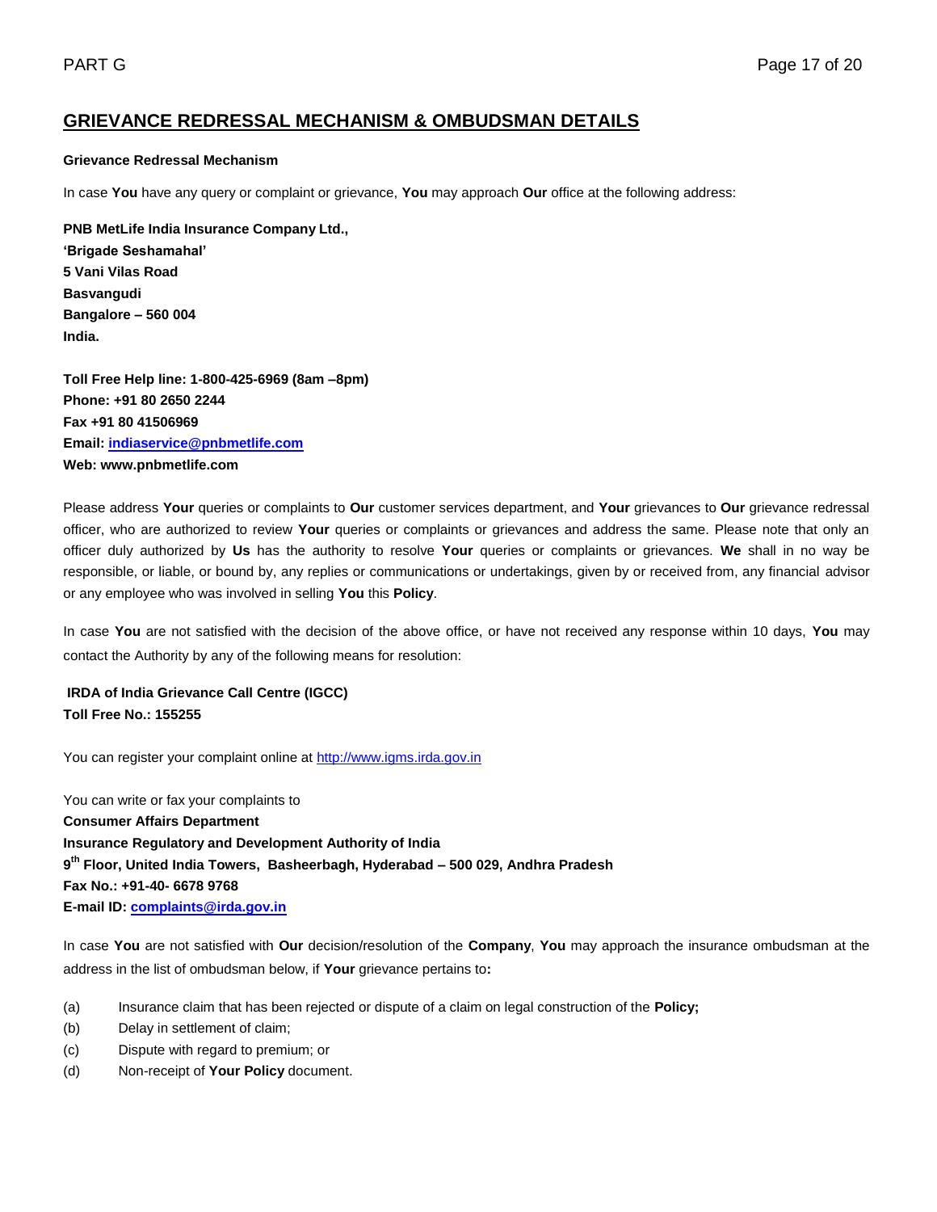## GRIEVANCE REDRESSAL MECHANISM & OMBUDSMAN DETAILS

**Grievance Redressal Mechanism**

In case **You** have any query or complaint or grievance, **You** may approach **Our** office at the following address:

**PNB MetLife India Insurance Company Ltd.,**
**'Brigade Seshamahal'**
**5 Vani Vilas Road**
**Basvangudi**
**Bangalore – 560 004**
**India.**

**Toll Free Help line: 1-800-425-6969 (8am –8pm)**
**Phone: +91 80 2650 2244**
**Fax +91 80 41506969**
**Email: indiaservice@pnbmetlife.com**
**Web: www.pnbmetlife.com**

Please address **Your** queries or complaints to **Our** customer services department, and **Your** grievances to **Our** grievance redressal officer, who are authorized to review **Your** queries or complaints or grievances and address the same. Please note that only an officer duly authorized by **Us** has the authority to resolve **Your** queries or complaints or grievances. **We** shall in no way be responsible, or liable, or bound by, any replies or communications or undertakings, given by or received from, any financial advisor or any employee who was involved in selling **You** this **Policy**.

In case **You** are not satisfied with the decision of the above office, or have not received any response within 10 days, **You** may contact the Authority by any of the following means for resolution:

**IRDA of India Grievance Call Centre (IGCC)**
**Toll Free No.: 155255**

You can register your complaint online at http://www.igms.irda.gov.in

You can write or fax your complaints to
**Consumer Affairs Department**
**Insurance Regulatory and Development Authority of India**
**9th Floor, United India Towers, Basheerbagh, Hyderabad – 500 029, Andhra Pradesh**
**Fax No.: +91-40- 6678 9768**
**E-mail ID: complaints@irda.gov.in**

In case **You** are not satisfied with **Our** decision/resolution of the **Company**, **You** may approach the insurance ombudsman at the address in the list of ombudsman below, if **Your** grievance pertains to**:**

(a) Insurance claim that has been rejected or dispute of a claim on legal construction of the **Policy;**
(b) Delay in settlement of claim;
(c) Dispute with regard to premium; or
(d) Non-receipt of **Your Policy** document.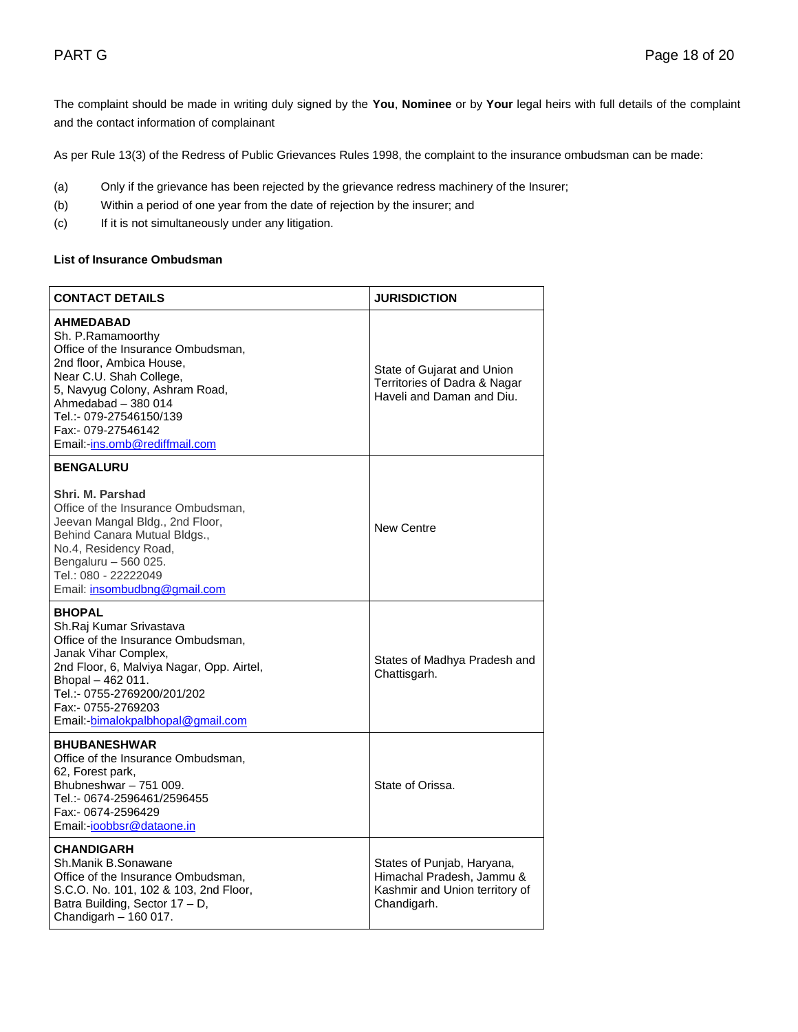The complaint should be made in writing duly signed by the **You**, **Nominee** or by **Your** legal heirs with full details of the complaint and the contact information of complainant

As per Rule 13(3) of the Redress of Public Grievances Rules 1998, the complaint to the insurance ombudsman can be made:

(a) Only if the grievance has been rejected by the grievance redress machinery of the Insurer;

(b) Within a period of one year from the date of rejection by the insurer; and

(c) If it is not simultaneously under any litigation.

**List of Insurance Ombudsman**

| **CONTACT DETAILS** | **JURISDICTION** |
|---|---|
| **AHMEDABAD**<br>Sh. P.Ramamoorthy<br>Office of the Insurance Ombudsman,<br>2nd floor, Ambica House,<br>Near C.U. Shah College,<br>5, Navyug Colony, Ashram Road,<br>Ahmedabad – 380 014<br>Tel.:- 079-27546150/139<br>Fax:- 079-27546142<br>Email:-ins.omb@rediffmail.com | State of Gujarat and Union Territories of Dadra & Nagar Haveli and Daman and Diu. |
| **BENGALURU**<br><br>**Shri. M. Parshad**<br>Office of the Insurance Ombudsman,<br>Jeevan Mangal Bldg., 2nd Floor,<br>Behind Canara Mutual Bldgs.,<br>No.4, Residency Road,<br>Bengaluru – 560 025.<br>Tel.: 080 - 22222049<br>Email: insombudbng@gmail.com | New Centre |
| **BHOPAL**<br>Sh.Raj Kumar Srivastava<br>Office of the Insurance Ombudsman,<br>Janak Vihar Complex,<br>2nd Floor, 6, Malviya Nagar, Opp. Airtel,<br>Bhopal – 462 011.<br>Tel.:- 0755-2769200/201/202<br>Fax:- 0755-2769203<br>Email:-bimalokpalbhopal@gmail.com | States of Madhya Pradesh and Chattisgarh. |
| **BHUBANESHWAR**<br>Office of the Insurance Ombudsman,<br>62, Forest park,<br>Bhubneshwar – 751 009.<br>Tel.:- 0674-2596461/2596455<br>Fax:- 0674-2596429<br>Email:-ioobbsr@dataone.in | State of Orissa. |
| **CHANDIGARH**<br>Sh.Manik B.Sonawane<br>Office of the Insurance Ombudsman,<br>S.C.O. No. 101, 102 & 103, 2nd Floor,<br>Batra Building, Sector 17 – D,<br>Chandigarh – 160 017. | States of Punjab, Haryana, Himachal Pradesh, Jammu & Kashmir and Union territory of Chandigarh. |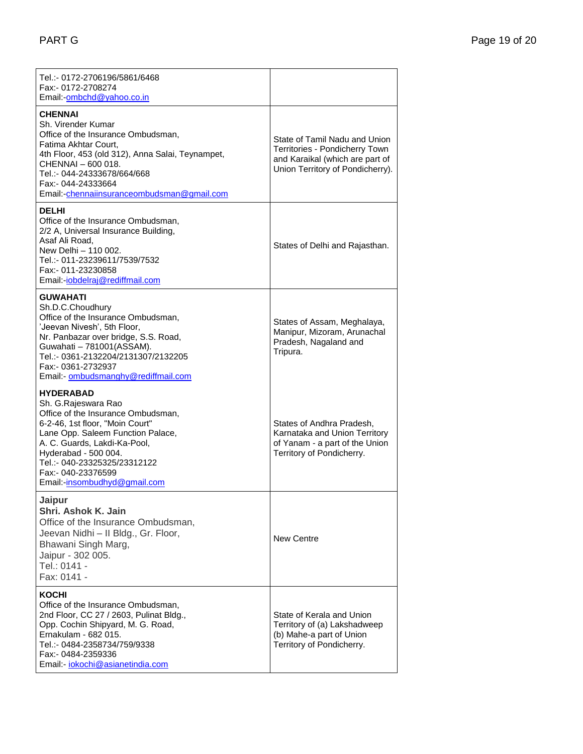| | |
|---|---|
| Tel.:- 0172-2706196/5861/6468<br>Fax:- 0172-2708274<br>Email:-ombchd@yahoo.co.in | |
| **CHENNAI**<br>Sh. Virender Kumar<br>Office of the Insurance Ombudsman,<br>Fatima Akhtar Court,<br>4th Floor, 453 (old 312), Anna Salai, Teynampet,<br>CHENNAI – 600 018.<br>Tel.:- 044-24333678/664/668<br>Fax:- 044-24333664<br>Email:-chennaiinsuranceombudsman@gmail.com | State of Tamil Nadu and Union Territories - Pondicherry Town and Karaikal (which are part of Union Territory of Pondicherry). |
| **DELHI**<br>Office of the Insurance Ombudsman,<br>2/2 A, Universal Insurance Building,<br>Asaf Ali Road,<br>New Delhi – 110 002.<br>Tel.:- 011-23239611/7539/7532<br>Fax:- 011-23230858<br>Email:-iobdelraj@rediffmail.com | States of Delhi and Rajasthan. |
| **GUWAHATI**<br>Sh.D.C.Choudhury<br>Office of the Insurance Ombudsman,<br>'Jeevan Nivesh', 5th Floor,<br>Nr. Panbazar over bridge, S.S. Road,<br>Guwahati – 781001(ASSAM).<br>Tel.:- 0361-2132204/2131307/2132205<br>Fax:- 0361-2732937<br>Email:- ombudsmanghy@rediffmail.com | States of Assam, Meghalaya, Manipur, Mizoram, Arunachal Pradesh, Nagaland and Tripura. |
| **HYDERABAD**<br>Sh. G.Rajeswara Rao<br>Office of the Insurance Ombudsman,<br>6-2-46, 1st floor, "Moin Court"<br>Lane Opp. Saleem Function Palace,<br>A. C. Guards, Lakdi-Ka-Pool,<br>Hyderabad - 500 004.<br>Tel.:- 040-23325325/23312122<br>Fax:- 040-23376599<br>Email:-insombudhyd@gmail.com | States of Andhra Pradesh, Karnataka and Union Territory of Yanam - a part of the Union Territory of Pondicherry. |
| **Jaipur**<br>**Shri. Ashok K. Jain**<br>Office of the Insurance Ombudsman,<br>Jeevan Nidhi – II Bldg., Gr. Floor,<br>Bhawani Singh Marg,<br>Jaipur - 302 005.<br>Tel.: 0141 -<br>Fax: 0141 - | New Centre |
| **KOCHI**<br>Office of the Insurance Ombudsman,<br>2nd Floor, CC 27 / 2603, Pulinat Bldg.,<br>Opp. Cochin Shipyard, M. G. Road,<br>Ernakulam - 682 015.<br>Tel.:- 0484-2358734/759/9338<br>Fax:- 0484-2359336<br>Email:- iokochi@asianetindia.com | State of Kerala and Union Territory of (a) Lakshadweep (b) Mahe-a part of Union Territory of Pondicherry. |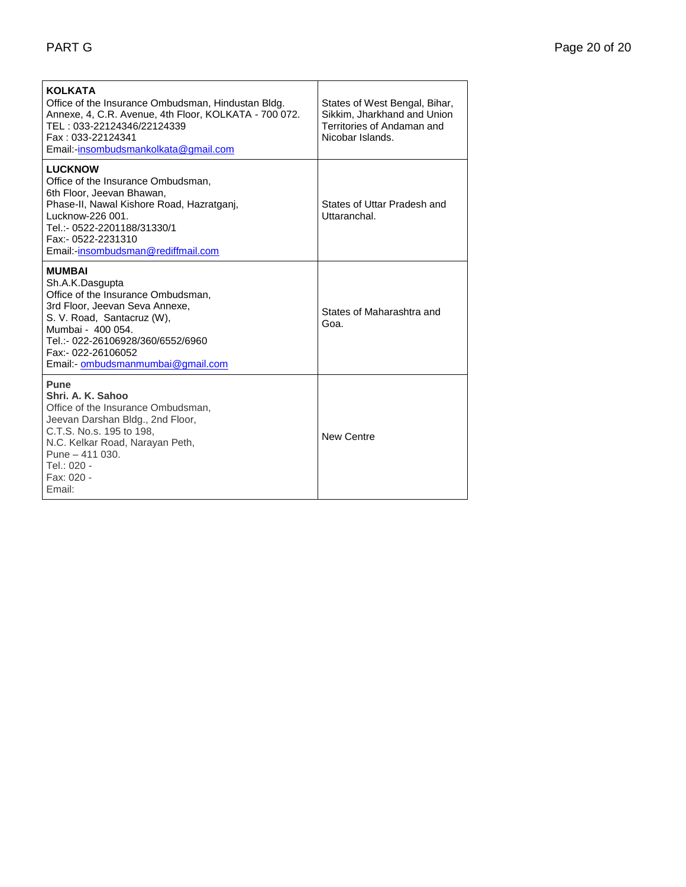| | |
|---|---|
| **KOLKATA**<br>Office of the Insurance Ombudsman, Hindustan Bldg. Annexe, 4, C.R. Avenue, 4th Floor, KOLKATA - 700 072.<br>TEL : 033-22124346/22124339<br>Fax : 033-22124341<br>Email:-insombudsmankolkata@gmail.com | States of West Bengal, Bihar, Sikkim, Jharkhand and Union Territories of Andaman and Nicobar Islands. |
| **LUCKNOW**<br>Office of the Insurance Ombudsman,<br>6th Floor, Jeevan Bhawan,<br>Phase-II, Nawal Kishore Road, Hazratganj,<br>Lucknow-226 001.<br>Tel.:- 0522-2201188/31330/1<br>Fax:- 0522-2231310<br>Email:-insombudsman@rediffmail.com | States of Uttar Pradesh and Uttaranchal. |
| **MUMBAI**<br>Sh.A.K.Dasgupta<br>Office of the Insurance Ombudsman,<br>3rd Floor, Jeevan Seva Annexe,<br>S. V. Road, Santacruz (W),<br>Mumbai - 400 054.<br>Tel.:- 022-26106928/360/6552/6960<br>Fax:- 022-26106052<br>Email:- ombudsmanmumbai@gmail.com | States of Maharashtra and Goa. |
| **Pune**<br>**Shri. A. K. Sahoo**<br>Office of the Insurance Ombudsman,<br>Jeevan Darshan Bldg., 2nd Floor,<br>C.T.S. No.s. 195 to 198,<br>N.C. Kelkar Road, Narayan Peth,<br>Pune – 411 030.<br>Tel.: 020 -<br>Fax: 020 -<br>Email: | New Centre |